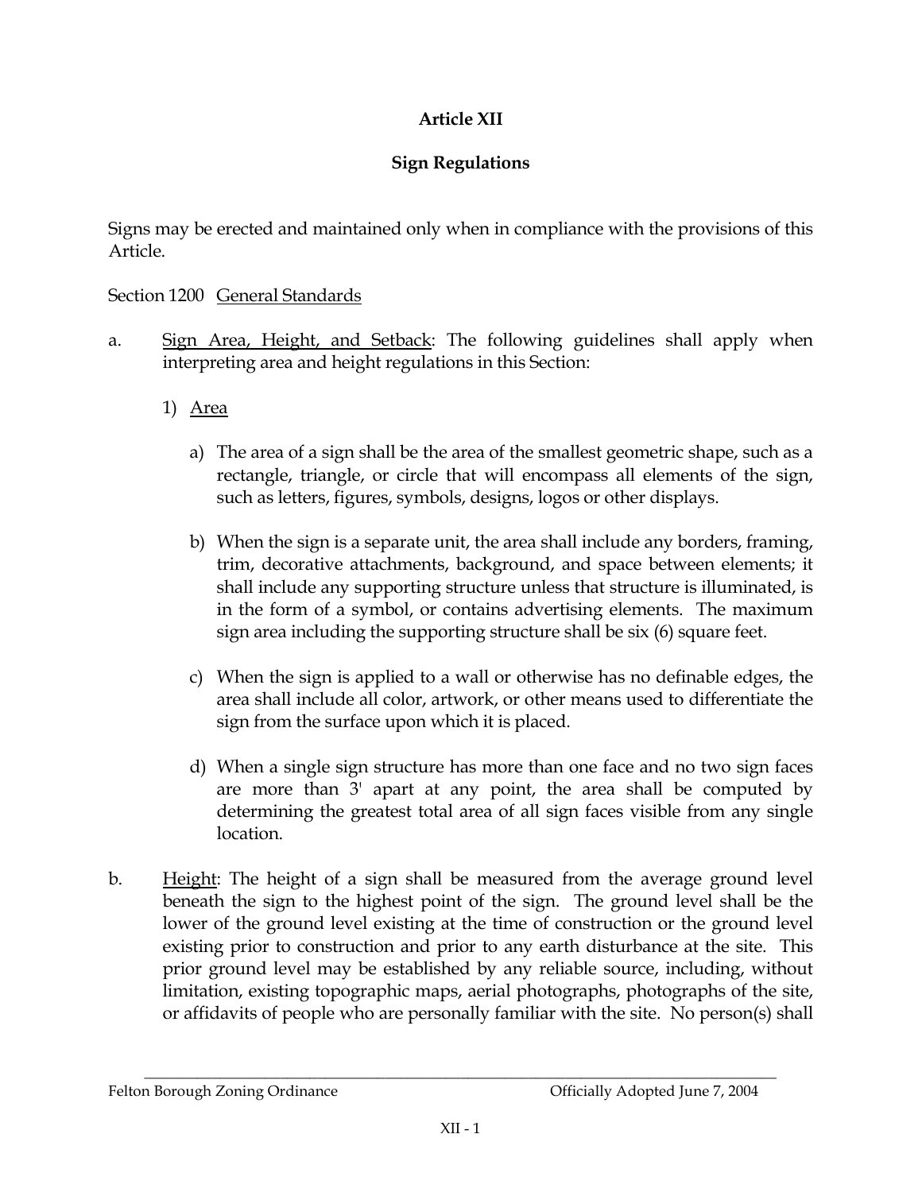# Article XII

## Sign Regulations

Signs may be erected and maintained only when in compliance with the provisions of this Article.

Section 1200 General Standards

a. Sign Area, Height, and Setback: The following guidelines shall apply when interpreting area and height regulations in this Section:

   1) Area

      a) The area of a sign shall be the area of the smallest geometric shape, such as a rectangle, triangle, or circle that will encompass all elements of the sign, such as letters, figures, symbols, designs, logos or other displays.

      b) When the sign is a separate unit, the area shall include any borders, framing, trim, decorative attachments, background, and space between elements; it shall include any supporting structure unless that structure is illuminated, is in the form of a symbol, or contains advertising elements. The maximum sign area including the supporting structure shall be six (6) square feet.

      c) When the sign is applied to a wall or otherwise has no definable edges, the area shall include all color, artwork, or other means used to differentiate the sign from the surface upon which it is placed.

      d) When a single sign structure has more than one face and no two sign faces are more than 3' apart at any point, the area shall be computed by determining the greatest total area of all sign faces visible from any single location.

b. Height: The height of a sign shall be measured from the average ground level beneath the sign to the highest point of the sign. The ground level shall be the lower of the ground level existing at the time of construction or the ground level existing prior to construction and prior to any earth disturbance at the site. This prior ground level may be established by any reliable source, including, without limitation, existing topographic maps, aerial photographs, photographs of the site, or affidavits of people who are personally familiar with the site. No person(s) shall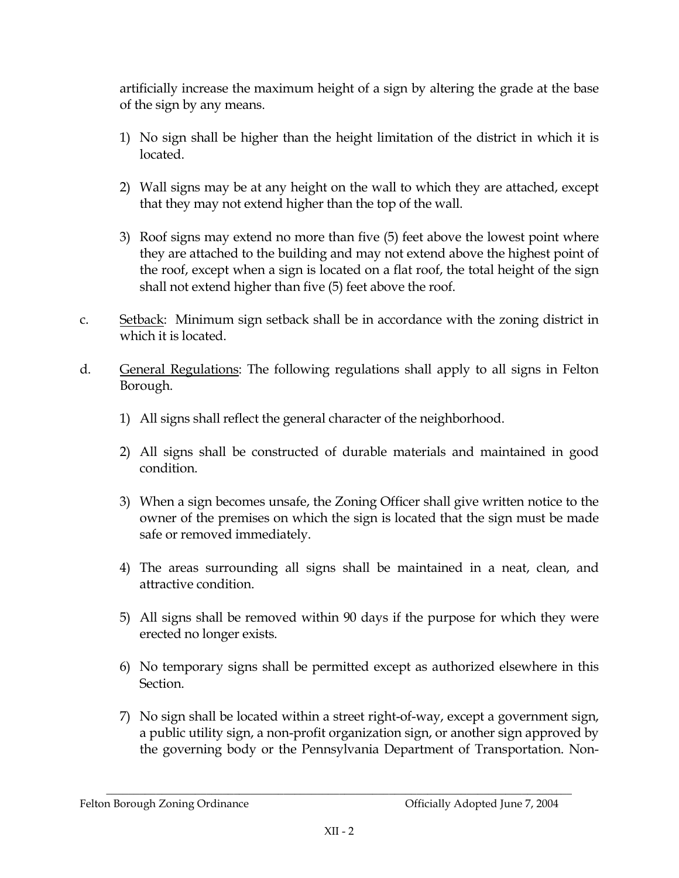artificially increase the maximum height of a sign by altering the grade at the base of the sign by any means.

1) No sign shall be higher than the height limitation of the district in which it is located.

2) Wall signs may be at any height on the wall to which they are attached, except that they may not extend higher than the top of the wall.

3) Roof signs may extend no more than five (5) feet above the lowest point where they are attached to the building and may not extend above the highest point of the roof, except when a sign is located on a flat roof, the total height of the sign shall not extend higher than five (5) feet above the roof.

c. Setback: Minimum sign setback shall be in accordance with the zoning district in which it is located.

d. General Regulations: The following regulations shall apply to all signs in Felton Borough.

1) All signs shall reflect the general character of the neighborhood.

2) All signs shall be constructed of durable materials and maintained in good condition.

3) When a sign becomes unsafe, the Zoning Officer shall give written notice to the owner of the premises on which the sign is located that the sign must be made safe or removed immediately.

4) The areas surrounding all signs shall be maintained in a neat, clean, and attractive condition.

5) All signs shall be removed within 90 days if the purpose for which they were erected no longer exists.

6) No temporary signs shall be permitted except as authorized elsewhere in this Section.

7) No sign shall be located within a street right-of-way, except a government sign, a public utility sign, a non-profit organization sign, or another sign approved by the governing body or the Pennsylvania Department of Transportation. Non-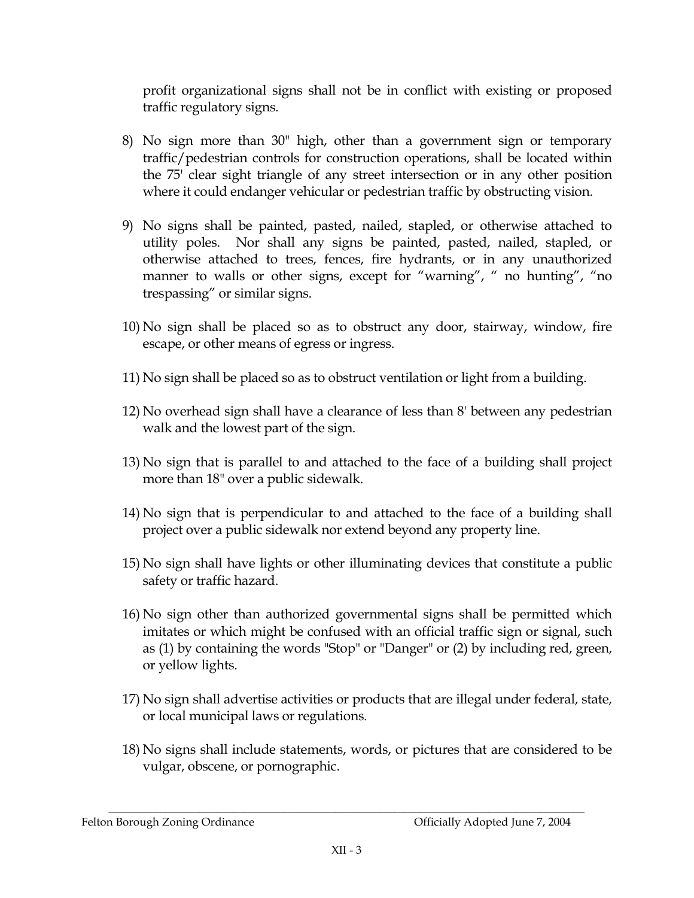profit organizational signs shall not be in conflict with existing or proposed traffic regulatory signs.

8) No sign more than 30" high, other than a government sign or temporary traffic/pedestrian controls for construction operations, shall be located within the 75' clear sight triangle of any street intersection or in any other position where it could endanger vehicular or pedestrian traffic by obstructing vision.

9) No signs shall be painted, pasted, nailed, stapled, or otherwise attached to utility poles. Nor shall any signs be painted, pasted, nailed, stapled, or otherwise attached to trees, fences, fire hydrants, or in any unauthorized manner to walls or other signs, except for "warning", " no hunting", "no trespassing" or similar signs.

10) No sign shall be placed so as to obstruct any door, stairway, window, fire escape, or other means of egress or ingress.

11) No sign shall be placed so as to obstruct ventilation or light from a building.

12) No overhead sign shall have a clearance of less than 8' between any pedestrian walk and the lowest part of the sign.

13) No sign that is parallel to and attached to the face of a building shall project more than 18" over a public sidewalk.

14) No sign that is perpendicular to and attached to the face of a building shall project over a public sidewalk nor extend beyond any property line.

15) No sign shall have lights or other illuminating devices that constitute a public safety or traffic hazard.

16) No sign other than authorized governmental signs shall be permitted which imitates or which might be confused with an official traffic sign or signal, such as (1) by containing the words "Stop" or "Danger" or (2) by including red, green, or yellow lights.

17) No sign shall advertise activities or products that are illegal under federal, state, or local municipal laws or regulations.

18) No signs shall include statements, words, or pictures that are considered to be vulgar, obscene, or pornographic.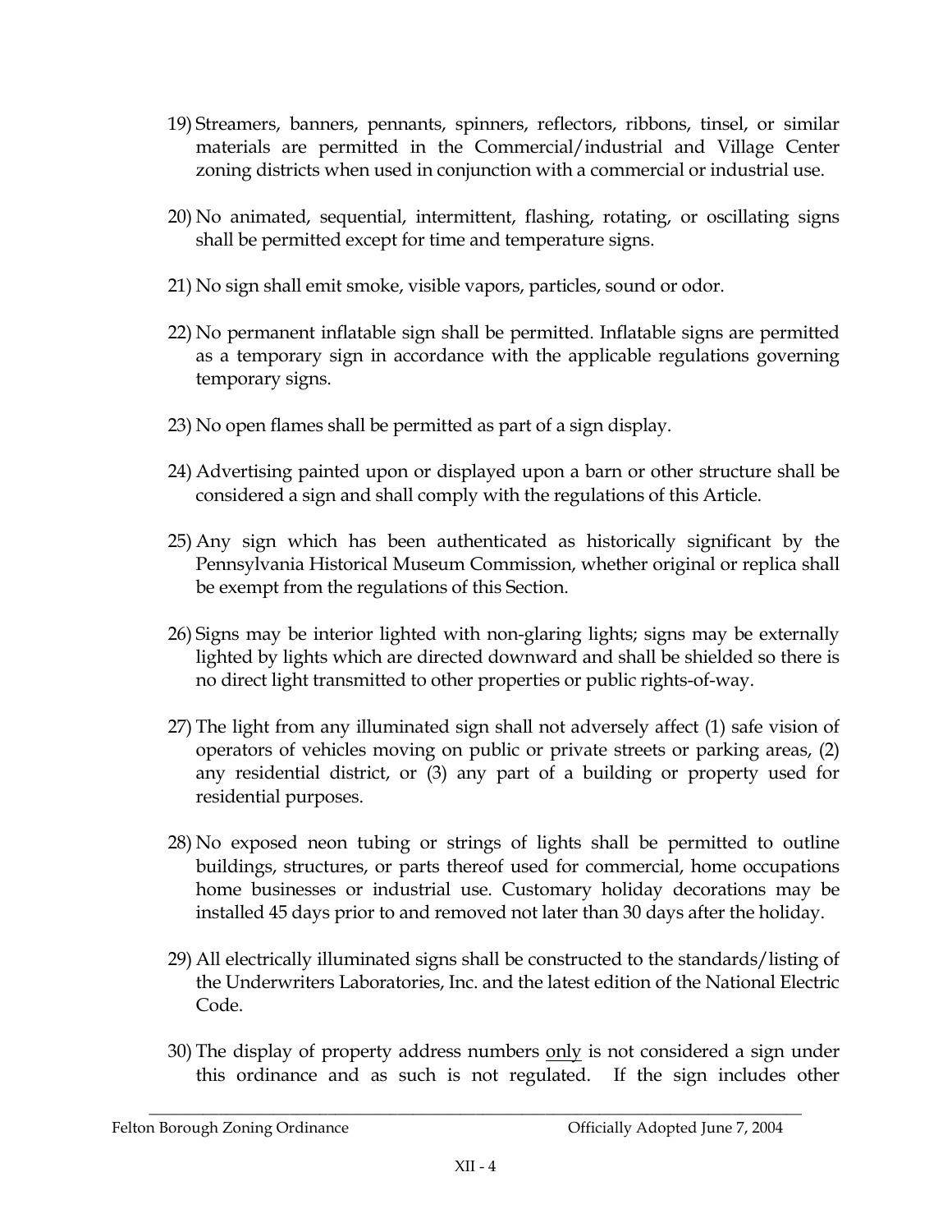19) Streamers, banners, pennants, spinners, reflectors, ribbons, tinsel, or similar materials are permitted in the Commercial/industrial and Village Center zoning districts when used in conjunction with a commercial or industrial use.

20) No animated, sequential, intermittent, flashing, rotating, or oscillating signs shall be permitted except for time and temperature signs.

21) No sign shall emit smoke, visible vapors, particles, sound or odor.

22) No permanent inflatable sign shall be permitted. Inflatable signs are permitted as a temporary sign in accordance with the applicable regulations governing temporary signs.

23) No open flames shall be permitted as part of a sign display.

24) Advertising painted upon or displayed upon a barn or other structure shall be considered a sign and shall comply with the regulations of this Article.

25) Any sign which has been authenticated as historically significant by the Pennsylvania Historical Museum Commission, whether original or replica shall be exempt from the regulations of this Section.

26) Signs may be interior lighted with non-glaring lights; signs may be externally lighted by lights which are directed downward and shall be shielded so there is no direct light transmitted to other properties or public rights-of-way.

27) The light from any illuminated sign shall not adversely affect (1) safe vision of operators of vehicles moving on public or private streets or parking areas, (2) any residential district, or (3) any part of a building or property used for residential purposes.

28) No exposed neon tubing or strings of lights shall be permitted to outline buildings, structures, or parts thereof used for commercial, home occupations home businesses or industrial use. Customary holiday decorations may be installed 45 days prior to and removed not later than 30 days after the holiday.

29) All electrically illuminated signs shall be constructed to the standards/listing of the Underwriters Laboratories, Inc. and the latest edition of the National Electric Code.

30) The display of property address numbers only is not considered a sign under this ordinance and as such is not regulated. If the sign includes other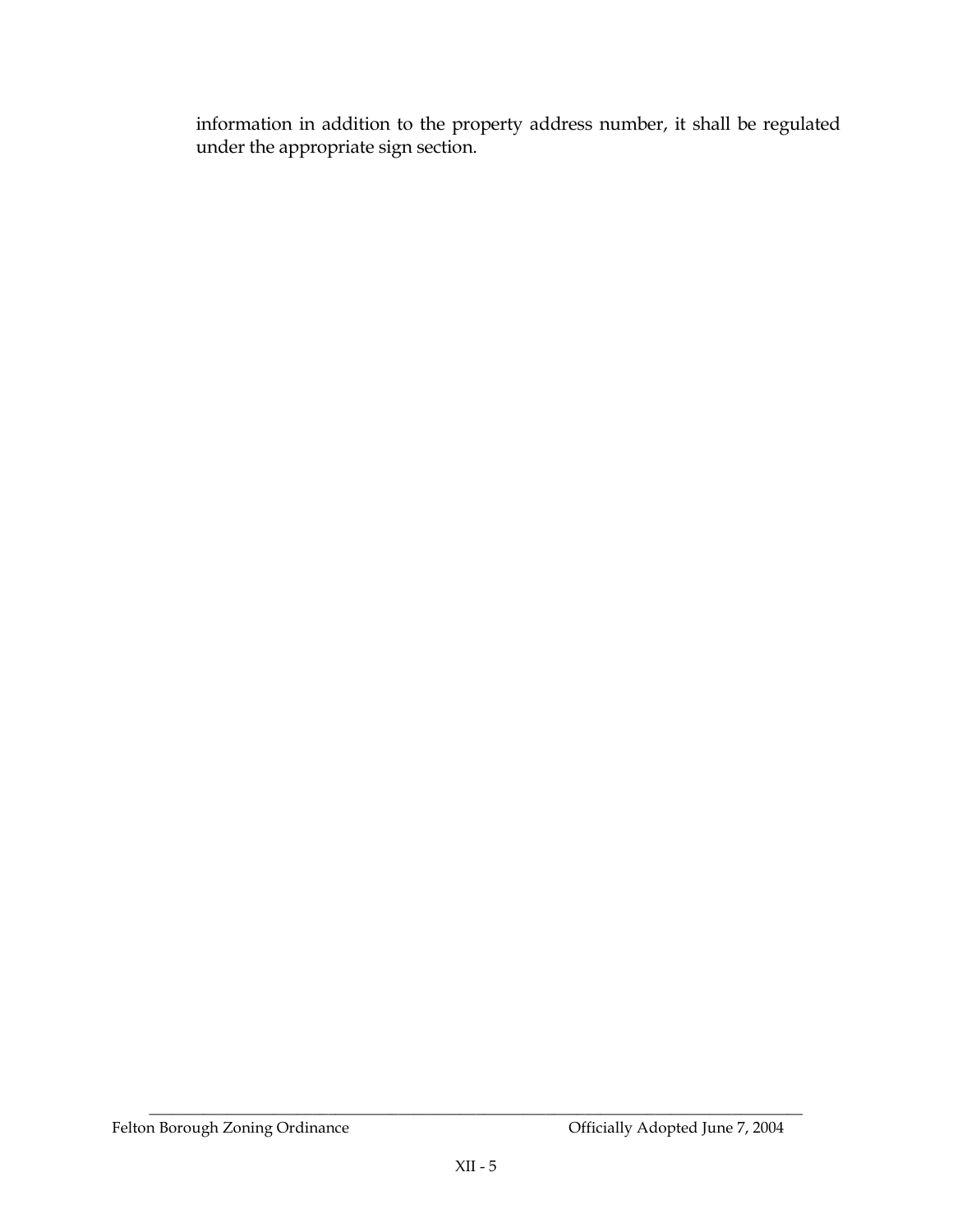information in addition to the property address number, it shall be regulated under the appropriate sign section.